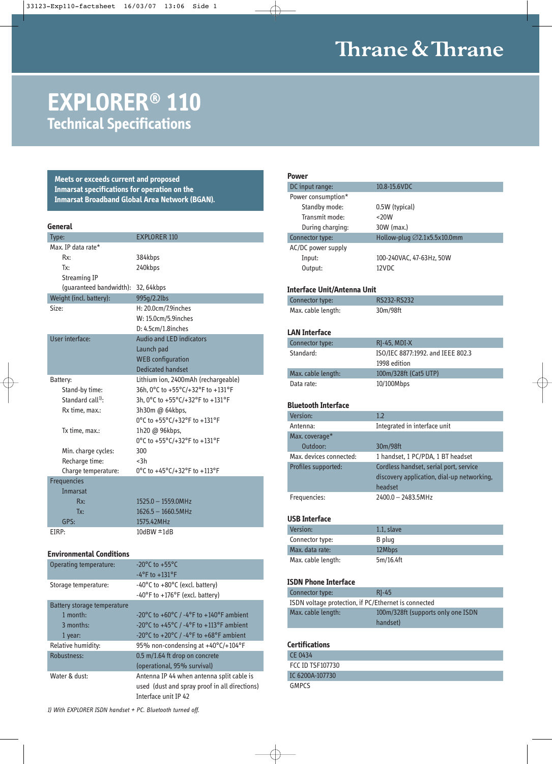# Thrane & Thrane

# EXPLORER® 110
## Technical Specifications

**Meets or exceeds current and proposed Inmarsat specifications for operation on the Inmarsat Broadband Global Area Network (BGAN).**

### General

| | |
|---|---|
| Type: | EXPLORER 110 |
| Max. IP data rate* | |
| Rx: | 384kbps |
| Tx: | 240kbps |
| Streaming IP (guaranteed bandwidth): | 32, 64kbps |
| Weight (incl. battery): | 995g/2.2lbs |
| Size: | H: 20.0cm/7.9inches<br>W: 15.0cm/5.9inches<br>D: 4.5cm/1.8inches |
| User interface: | Audio and LED indicators<br>Launch pad<br>WEB configuration<br>Dedicated handset |
| Battery: | Lithium ion, 2400mAh (rechargeable) |
| Stand-by time: | 36h, 0°C to +55°C/+32°F to +131°F |
| Standard call[1]: | 3h, 0°C to +55°C/+32°F to +131°F |
| Rx time, max.: | 3h30m @ 64kbps,<br>0°C to +55°C/+32°F to +131°F |
| Tx time, max.: | 1h20 @ 96kbps,<br>0°C to +55°C/+32°F to +131°F |
| Min. charge cycles: | 300 |
| Recharge time: | <3h |
| Charge temperature: | 0°C to +45°C/+32°F to +113°F |
| Frequencies | |
| Inmarsat | |
| Rx: | 1525.0 – 1559.0MHz |
| Tx: | 1626.5 – 1660.5MHz |
| GPS: | 1575.42MHz |
| EIRP: | 10dBW ±1dB |

### Environmental Conditions

| | |
|---|---|
| Operating temperature: | -20°C to +55°C<br>-4°F to +131°F |
| Storage temperature: | -40°C to +80°C (excl. battery)<br>-40°F to +176°F (excl. battery) |
| Battery storage temperature | |
| 1 month: | -20°C to +60°C / -4°F to +140°F ambient |
| 3 months: | -20°C to +45°C / -4°F to +113°F ambient |
| 1 year: | -20°C to +20°C / -4°F to +68°F ambient |
| Relative humidity: | 95% non-condensing at +40°C/+104°F |
| Robustness: | 0.5 m/1.64 ft drop on concrete (operational, 95% survival) |
| Water & dust: | Antenna IP 44 when antenna split cable is used (dust and spray proof in all directions)<br>Interface unit IP 42 |

*1) With EXPLORER ISDN handset + PC. Bluetooth turned off.*

### Power

| | |
|---|---|
| DC input range: | 10.8-15.6VDC |
| Power consumption* | |
| Standby mode: | 0.5W (typical) |
| Transmit mode: | <20W |
| During charging: | 30W (max.) |
| Connector type: | Hollow-plug ∅2.1x5.5x10.0mm |
| AC/DC power supply | |
| Input: | 100-240VAC, 47-63Hz, 50W |
| Output: | 12VDC |

### Interface Unit/Antenna Unit

| | |
|---|---|
| Connector type: | RS232-RS232 |
| Max. cable length: | 30m/98ft |

### LAN Interface

| | |
|---|---|
| Connector type: | RJ-45, MDI-X |
| Standard: | ISO/IEC 8877:1992. and IEEE 802.3 1998 edition |
| Max. cable length: | 100m/328ft (Cat5 UTP) |
| Data rate: | 10/100Mbps |

### Bluetooth Interface

| | |
|---|---|
| Version: | 1.2 |
| Antenna: | Integrated in interface unit |
| Max. coverage* | |
| Outdoor: | 30m/98ft |
| Max. devices connected: | 1 handset, 1 PC/PDA, 1 BT headset |
| Profiles supported: | Cordless handset, serial port, service discovery application, dial-up networking, headset |
| Frequencies: | 2400.0 – 2483.5MHz |

### USB Interface

| | |
|---|---|
| Version: | 1.1, slave |
| Connector type: | B plug |
| Max. data rate: | 12Mbps |
| Max. cable length: | 5m/16.4ft |

### ISDN Phone Interface

| | |
|---|---|
| Connector type: | RJ-45 |
| ISDN voltage protection, if PC/Ethernet is connected | |
| Max. cable length: | 100m/328ft (supports only one ISDN handset) |

### Certifications

- CE 0434
- FCC ID TSF107730
- IC 6200A-107730
- GMPCS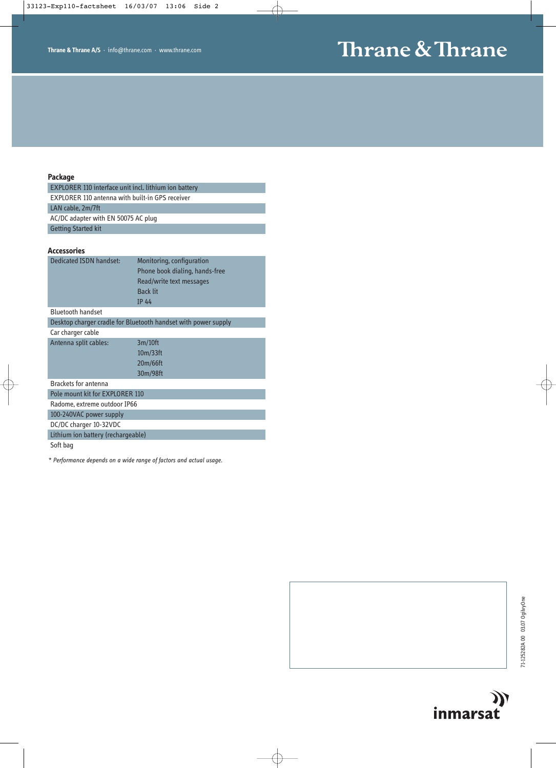Thrane & Thrane A/S · info@thrane.com · www.thrane.com

# Thrane & Thrane

## Package

| |
|---|
| EXPLORER 110 interface unit incl. lithium ion battery |
| EXPLORER 110 antenna with built-in GPS receiver |
| LAN cable, 2m/7ft |
| AC/DC adapter with EN 50075 AC plug |
| Getting Started kit |

## Accessories

| | |
|---|---|
| Dedicated ISDN handset: | Monitoring, configuration<br>Phone book dialing, hands-free<br>Read/write text messages<br>Back lit<br>IP 44 |
| Bluetooth handset | |
| Desktop charger cradle for Bluetooth handset with power supply | |
| Car charger cable | |
| Antenna split cables: | 3m/10ft<br>10m/33ft<br>20m/66ft<br>30m/98ft |
| Brackets for antenna | |
| Pole mount kit for EXPLORER 110 | |
| Radome, extreme outdoor IP66 | |
| 100-240VAC power supply | |
| DC/DC charger 10-32VDC | |
| Lithium ion battery (rechargeable) | |
| Soft bag | |

*\* Performance depends on a wide range of factors and actual usage.*

71-125282A 00 03.07 OgilvyOne

inmarsat